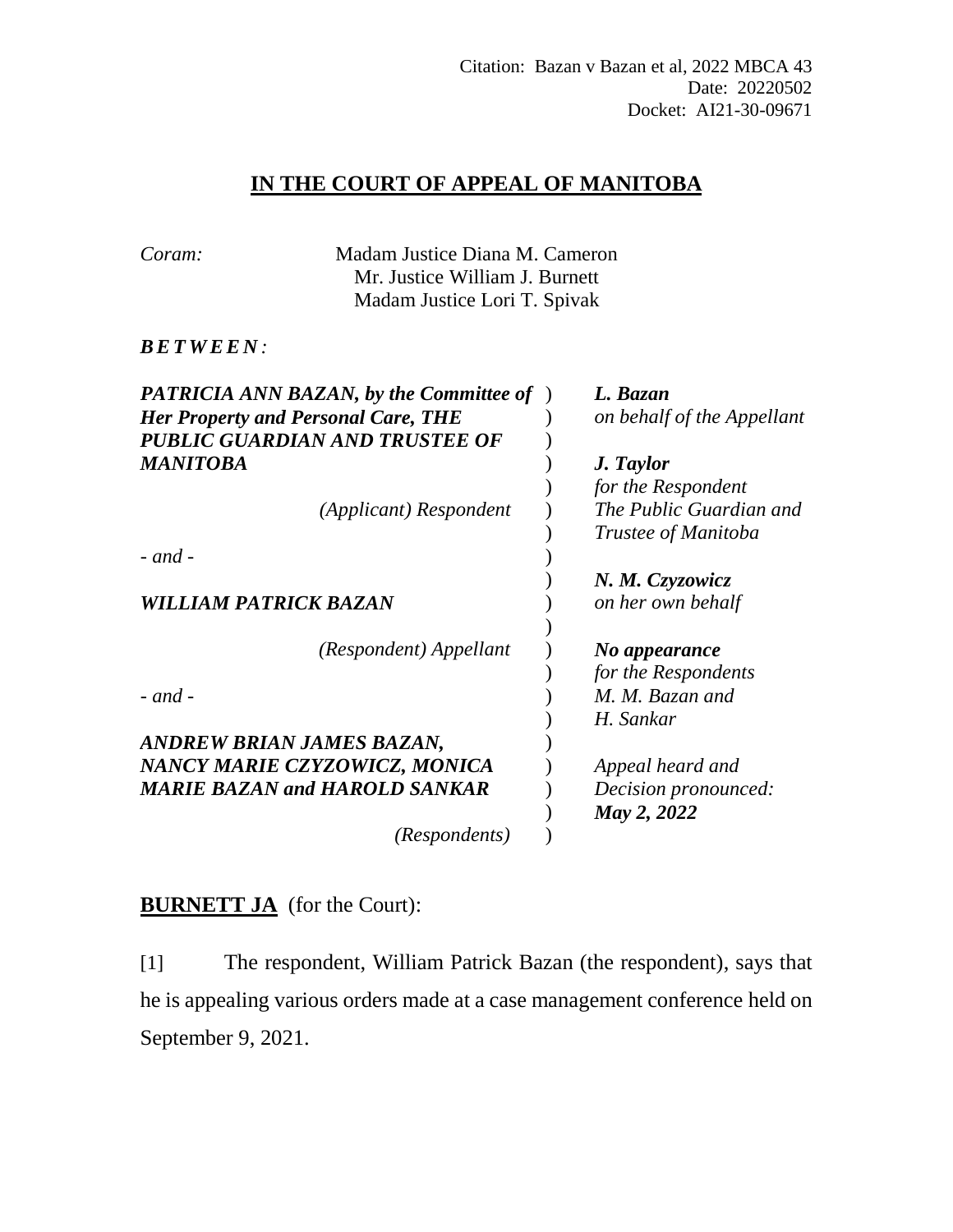Citation: Bazan v Bazan et al, 2022 MBCA 43
Date: 20220502
Docket: AI21-30-09671

# IN THE COURT OF APPEAL OF MANITOBA

*Coram:* Madam Justice Diana M. Cameron
Mr. Justice William J. Burnett
Madam Justice Lori T. Spivak

***BETWEEN:***

| | |
|---|---|
| ***PATRICIA ANN BAZAN, by the Committee of Her Property and Personal Care, THE PUBLIC GUARDIAN AND TRUSTEE OF MANITOBA*** | ***L. Bazan*** *on behalf of the Appellant* |
| *(Applicant) Respondent* | ***J. Taylor*** *for the Respondent The Public Guardian and Trustee of Manitoba* |
| *- and -* | |
| ***WILLIAM PATRICK BAZAN*** | ***N. M. Czyzowicz*** *on her own behalf* |
| *(Respondent) Appellant* | ***No appearance*** *for the Respondents M. M. Bazan and H. Sankar* |
| *- and -* | |
| ***ANDREW BRIAN JAMES BAZAN, NANCY MARIE CZYZOWICZ, MONICA MARIE BAZAN and HAROLD SANKAR*** | *Appeal heard and Decision pronounced:* ***May 2, 2022*** |
| *(Respondents)* | |

**BURNETT JA** (for the Court):

[1] The respondent, William Patrick Bazan (the respondent), says that he is appealing various orders made at a case management conference held on September 9, 2021.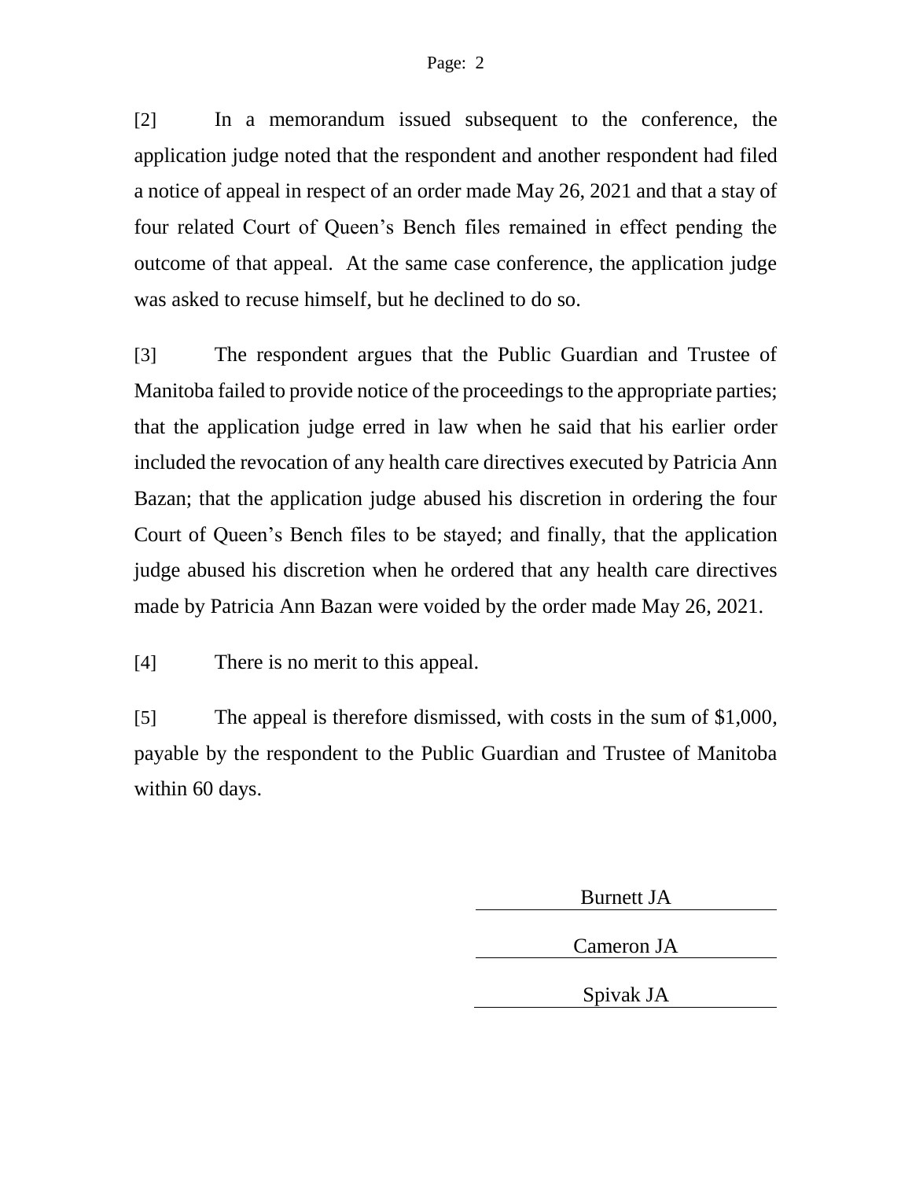[2] In a memorandum issued subsequent to the conference, the application judge noted that the respondent and another respondent had filed a notice of appeal in respect of an order made May 26, 2021 and that a stay of four related Court of Queen's Bench files remained in effect pending the outcome of that appeal. At the same case conference, the application judge was asked to recuse himself, but he declined to do so.

[3] The respondent argues that the Public Guardian and Trustee of Manitoba failed to provide notice of the proceedings to the appropriate parties; that the application judge erred in law when he said that his earlier order included the revocation of any health care directives executed by Patricia Ann Bazan; that the application judge abused his discretion in ordering the four Court of Queen's Bench files to be stayed; and finally, that the application judge abused his discretion when he ordered that any health care directives made by Patricia Ann Bazan were voided by the order made May 26, 2021.

[4] There is no merit to this appeal.

[5] The appeal is therefore dismissed, with costs in the sum of $1,000, payable by the respondent to the Public Guardian and Trustee of Manitoba within 60 days.

Burnett JA

Cameron JA

Spivak JA